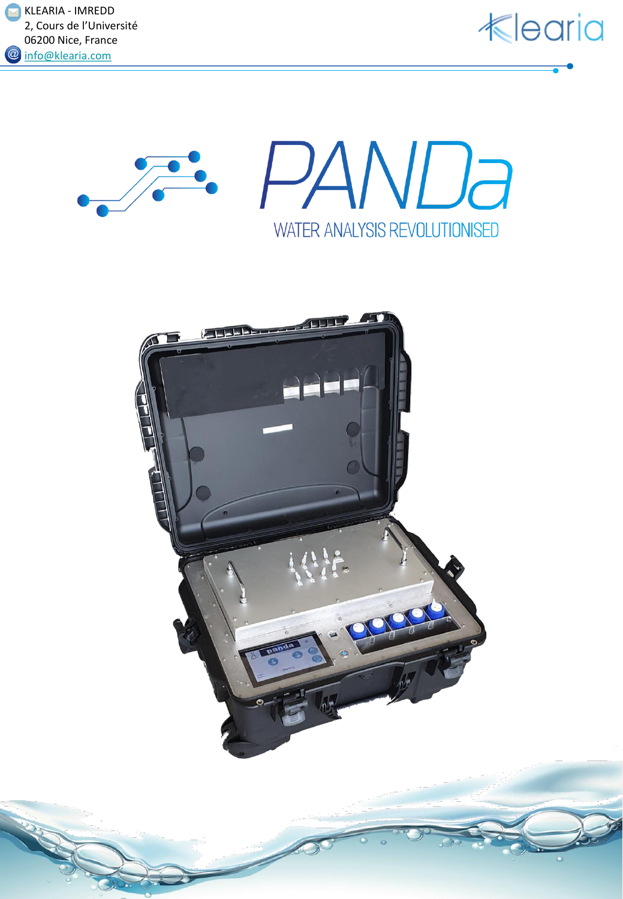KLEARIA - IMREDD
2, Cours de l'Université
06200 Nice, France
info@klearia.com

# PANDa

## WATER ANALYSIS REVOLUTIONISED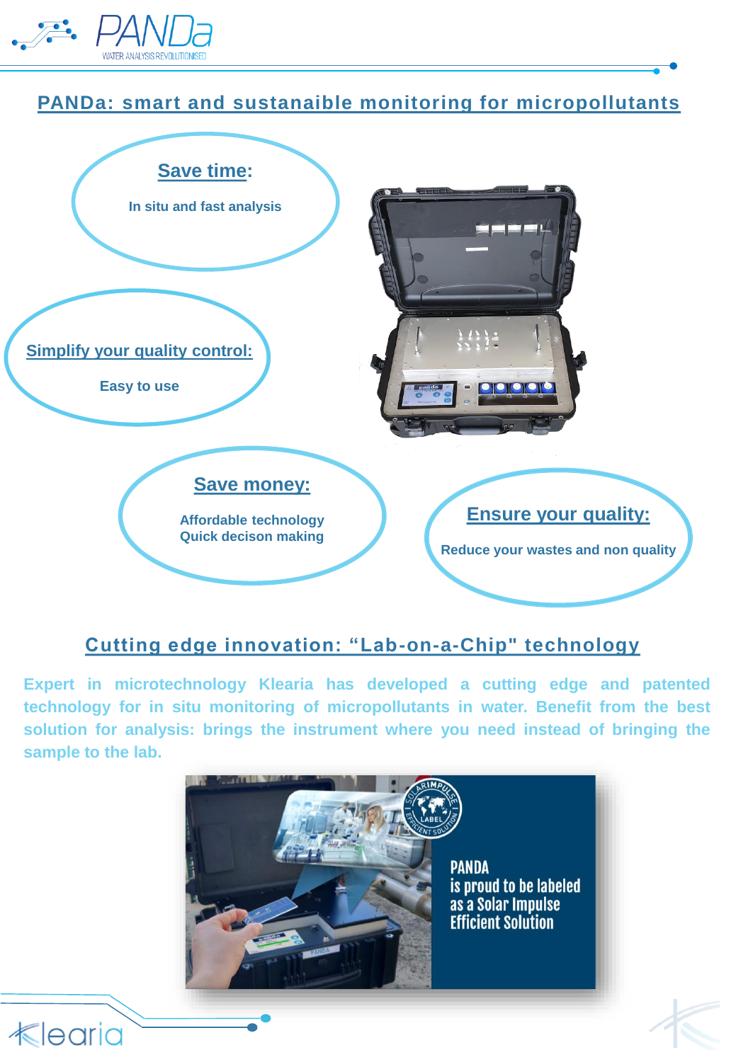## PANDa: smart and sustanaible monitoring for micropollutants

**Save time:**

In situ and fast analysis

**Simplify your quality control:**

Easy to use

**Save money:**

Affordable technology
Quick decison making

**Ensure your quality:**

Reduce your wastes and non quality

## Cutting edge innovation: “Lab-on-a-Chip" technology

**Expert in microtechnology Klearia has developed a cutting edge and patented technology for in situ monitoring of micropollutants in water. Benefit from the best solution for analysis: brings the instrument where you need instead of bringing the sample to the lab.**

PANDA is proud to be labeled as a Solar Impulse Efficient Solution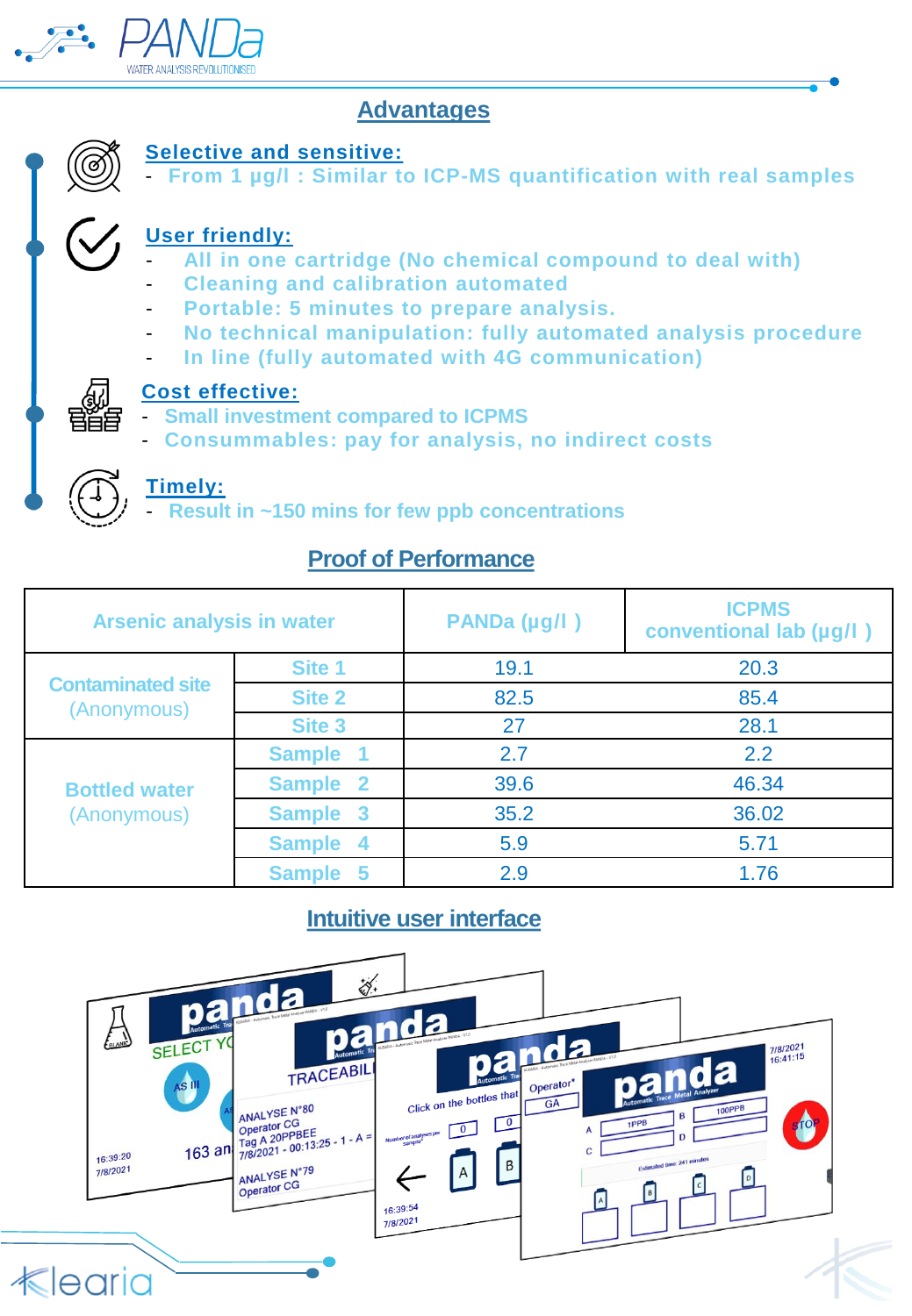## Advantages

**Selective and sensitive:**
- From 1 µg/l : Similar to ICP-MS quantification with real samples

**User friendly:**
- All in one cartridge (No chemical compound to deal with)
- Cleaning and calibration automated
- Portable: 5 minutes to prepare analysis.
- No technical manipulation: fully automated analysis procedure
- In line (fully automated with 4G communication)

**Cost effective:**
- Small investment compared to ICPMS
- Consummables: pay for analysis, no indirect costs

**Timely:**
- Result in ~150 mins for few ppb concentrations

## Proof of Performance

| Arsenic analysis in water | | PANDa (µg/l ) | ICPMS conventional lab (µg/l ) |
|---|---|---|---|
| Contaminated site (Anonymous) | Site 1 | 19.1 | 20.3 |
| | Site 2 | 82.5 | 85.4 |
| | Site 3 | 27 | 28.1 |
| Bottled water (Anonymous) | Sample 1 | 2.7 | 2.2 |
| | Sample 2 | 39.6 | 46.34 |
| | Sample 3 | 35.2 | 36.02 |
| | Sample 4 | 5.9 | 5.71 |
| | Sample 5 | 2.9 | 1.76 |

## Intuitive user interface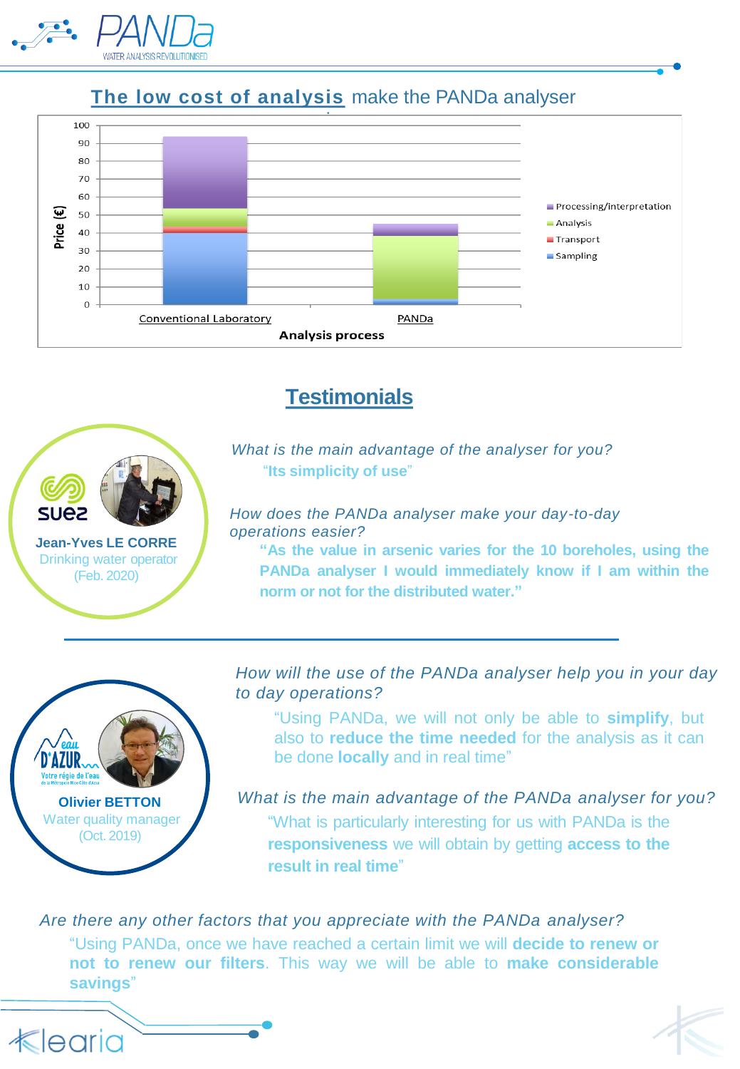PANDa
WATER ANALYSIS REVOLUTIONISED

## The low cost of analysis make the PANDa analyser

Price (€)

100
90
80
70
60
50
40
30
20
10
0

Conventional Laboratory
PANDa

Analysis process

Processing/interpretation
Analysis
Transport
Sampling

## Testimonials

suez

**Jean-Yves LE CORRE**
Drinking water operator
(Feb. 2020)

*What is the main advantage of the analyser for you?*

"**Its simplicity of use**"

*How does the PANDa analyser make your day-to-day operations easier?*

**"As the value in arsenic varies for the 10 boreholes, using the PANDa analyser I would immediately know if I am within the norm or not for the distributed water."**

---

eau D'AZUR
Votre régie de l'eau

**Olivier BETTON**
Water quality manager
(Oct. 2019)

*How will the use of the PANDa analyser help you in your day to day operations?*

"Using PANDa, we will not only be able to **simplify**, but also to **reduce the time needed** for the analysis as it can be done **locally** and in real time"

*What is the main advantage of the PANDa analyser for you?*

"What is particularly interesting for us with PANDa is the **responsiveness** we will obtain by getting **access to the result in real time**"

*Are there any other factors that you appreciate with the PANDa analyser?*

"Using PANDa, once we have reached a certain limit we will **decide to renew or not to renew our filters**. This way we will be able to **make considerable savings**"

Klearia